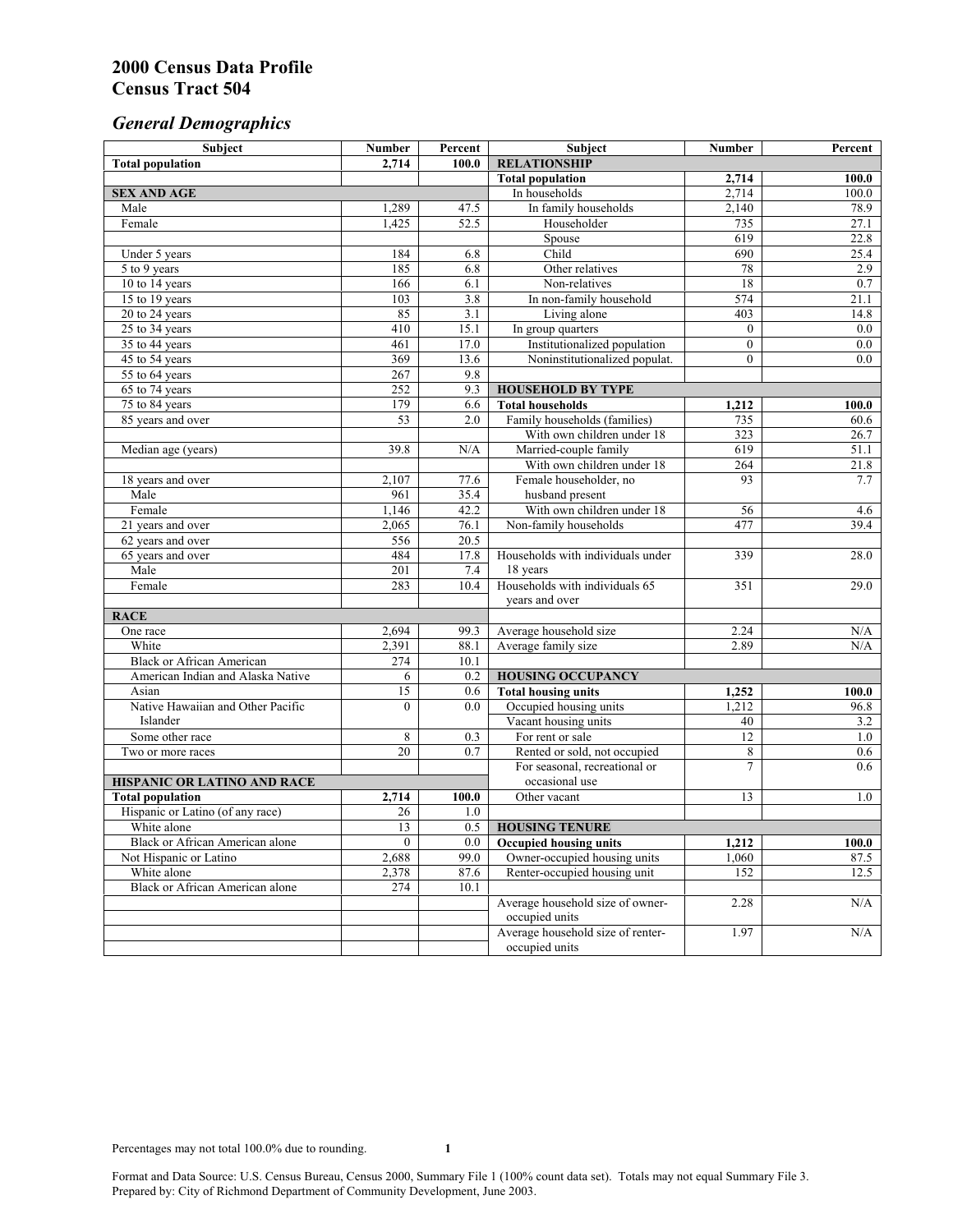# 2000 Census Data Profile
# Census Tract 504

## *General Demographics*

| Subject | Number | Percent | Subject | Number | Percent |
|---|---|---|---|---|---|
| **Total population** | **2,714** | **100.0** | **RELATIONSHIP** | | |
| | | | **Total population** | **2,714** | **100.0** |
| **SEX AND AGE** | | | In households | 2,714 | 100.0 |
| Male | 1,289 | 47.5 | In family households | 2,140 | 78.9 |
| Female | 1,425 | 52.5 | Householder | 735 | 27.1 |
| | | | Spouse | 619 | 22.8 |
| Under 5 years | 184 | 6.8 | Child | 690 | 25.4 |
| 5 to 9 years | 185 | 6.8 | Other relatives | 78 | 2.9 |
| 10 to 14 years | 166 | 6.1 | Non-relatives | 18 | 0.7 |
| 15 to 19 years | 103 | 3.8 | In non-family household | 574 | 21.1 |
| 20 to 24 years | 85 | 3.1 | Living alone | 403 | 14.8 |
| 25 to 34 years | 410 | 15.1 | In group quarters | 0 | 0.0 |
| 35 to 44 years | 461 | 17.0 | Institutionalized population | 0 | 0.0 |
| 45 to 54 years | 369 | 13.6 | Noninstitutionalized populat. | 0 | 0.0 |
| 55 to 64 years | 267 | 9.8 | | | |
| 65 to 74 years | 252 | 9.3 | **HOUSEHOLD BY TYPE** | | |
| 75 to 84 years | 179 | 6.6 | **Total households** | **1,212** | **100.0** |
| 85 years and over | 53 | 2.0 | Family households (families) | 735 | 60.6 |
| | | | With own children under 18 | 323 | 26.7 |
| Median age (years) | 39.8 | N/A | Married-couple family | 619 | 51.1 |
| | | | With own children under 18 | 264 | 21.8 |
| 18 years and over | 2,107 | 77.6 | Female householder, no husband present | 93 | 7.7 |
| Male | 961 | 35.4 | | | |
| Female | 1,146 | 42.2 | With own children under 18 | 56 | 4.6 |
| 21 years and over | 2,065 | 76.1 | Non-family households | 477 | 39.4 |
| 62 years and over | 556 | 20.5 | | | |
| 65 years and over | 484 | 17.8 | Households with individuals under 18 years | 339 | 28.0 |
| Male | 201 | 7.4 | | | |
| Female | 283 | 10.4 | Households with individuals 65 years and over | 351 | 29.0 |
| **RACE** | | | | | |
| One race | 2,694 | 99.3 | Average household size | 2.24 | N/A |
| White | 2,391 | 88.1 | Average family size | 2.89 | N/A |
| Black or African American | 274 | 10.1 | | | |
| American Indian and Alaska Native | 6 | 0.2 | **HOUSING OCCUPANCY** | | |
| Asian | 15 | 0.6 | **Total housing units** | **1,252** | **100.0** |
| Native Hawaiian and Other Pacific Islander | 0 | 0.0 | Occupied housing units | 1,212 | 96.8 |
| | | | Vacant housing units | 40 | 3.2 |
| Some other race | 8 | 0.3 | For rent or sale | 12 | 1.0 |
| Two or more races | 20 | 0.7 | Rented or sold, not occupied | 8 | 0.6 |
| | | | For seasonal, recreational or occasional use | 7 | 0.6 |
| **HISPANIC OR LATINO AND RACE** | | | | | |
| **Total population** | **2,714** | **100.0** | Other vacant | 13 | 1.0 |
| Hispanic or Latino (of any race) | 26 | 1.0 | | | |
| White alone | 13 | 0.5 | **HOUSING TENURE** | | |
| Black or African American alone | 0 | 0.0 | **Occupied housing units** | **1,212** | **100.0** |
| Not Hispanic or Latino | 2,688 | 99.0 | Owner-occupied housing units | 1,060 | 87.5 |
| White alone | 2,378 | 87.6 | Renter-occupied housing unit | 152 | 12.5 |
| Black or African American alone | 274 | 10.1 | | | |
| | | | Average household size of owner-occupied units | 2.28 | N/A |
| | | | Average household size of renter-occupied units | 1.97 | N/A |

Percentages may not total 100.0% due to rounding.

Format and Data Source: U.S. Census Bureau, Census 2000, Summary File 1 (100% count data set). Totals may not equal Summary File 3.
Prepared by: City of Richmond Department of Community Development, June 2003.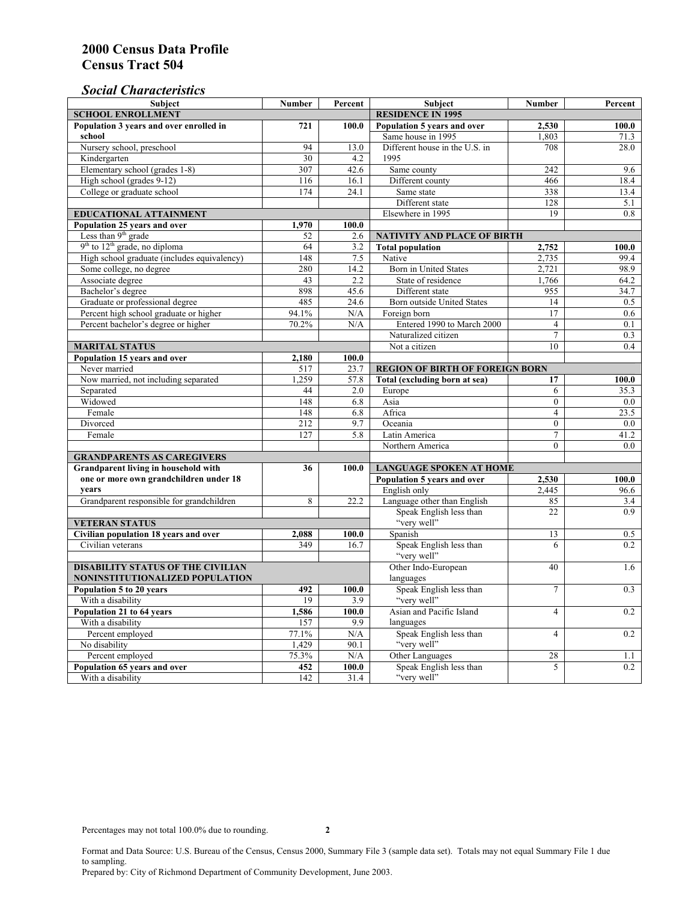# 2000 Census Data Profile
# Census Tract 504

## *Social Characteristics*

| Subject | Number | Percent |
|---|---|---|
| **SCHOOL ENROLLMENT** | | |
| **Population 3 years and over enrolled in school** | **721** | **100.0** |
| Nursery school, preschool | 94 | 13.0 |
| Kindergarten | 30 | 4.2 |
| Elementary school (grades 1-8) | 307 | 42.6 |
| High school (grades 9-12) | 116 | 16.1 |
| College or graduate school | 174 | 24.1 |
| **EDUCATIONAL ATTAINMENT** | | |
| **Population 25 years and over** | **1,970** | **100.0** |
| Less than 9th grade | 52 | 2.6 |
| 9th to 12th grade, no diploma | 64 | 3.2 |
| High school graduate (includes equivalency) | 148 | 7.5 |
| Some college, no degree | 280 | 14.2 |
| Associate degree | 43 | 2.2 |
| Bachelor's degree | 898 | 45.6 |
| Graduate or professional degree | 485 | 24.6 |
| Percent high school graduate or higher | 94.1% | N/A |
| Percent bachelor's degree or higher | 70.2% | N/A |
| **MARITAL STATUS** | | |
| **Population 15 years and over** | **2,180** | **100.0** |
| Never married | 517 | 23.7 |
| Now married, not including separated | 1,259 | 57.8 |
| Separated | 44 | 2.0 |
| Widowed | 148 | 6.8 |
| Female | 148 | 6.8 |
| Divorced | 212 | 9.7 |
| Female | 127 | 5.8 |
| **GRANDPARENTS AS CAREGIVERS** | | |
| **Grandparent living in household with one or more own grandchildren under 18 years** | **36** | **100.0** |
| Grandparent responsible for grandchildren | 8 | 22.2 |
| **VETERAN STATUS** | | |
| **Civilian population 18 years and over** | **2,088** | **100.0** |
| Civilian veterans | 349 | 16.7 |
| **DISABILITY STATUS OF THE CIVILIAN NONINSTITUTIONALIZED POPULATION** | | |
| **Population 5 to 20 years** | **492** | **100.0** |
| With a disability | 19 | 3.9 |
| **Population 21 to 64 years** | **1,586** | **100.0** |
| With a disability | 157 | 9.9 |
| Percent employed | 77.1% | N/A |
| No disability | 1,429 | 90.1 |
| Percent employed | 75.3% | N/A |
| **Population 65 years and over** | **452** | **100.0** |
| With a disability | 142 | 31.4 |

| Subject | Number | Percent |
|---|---|---|
| **RESIDENCE IN 1995** | | |
| **Population 5 years and over** | **2,530** | **100.0** |
| Same house in 1995 | 1,803 | 71.3 |
| Different house in the U.S. in 1995 | 708 | 28.0 |
| Same county | 242 | 9.6 |
| Different county | 466 | 18.4 |
| Same state | 338 | 13.4 |
| Different state | 128 | 5.1 |
| Elsewhere in 1995 | 19 | 0.8 |
| **NATIVITY AND PLACE OF BIRTH** | | |
| **Total population** | **2,752** | **100.0** |
| Native | 2,735 | 99.4 |
| Born in United States | 2,721 | 98.9 |
| State of residence | 1,766 | 64.2 |
| Different state | 955 | 34.7 |
| Born outside United States | 14 | 0.5 |
| Foreign born | 17 | 0.6 |
| Entered 1990 to March 2000 | 4 | 0.1 |
| Naturalized citizen | 7 | 0.3 |
| Not a citizen | 10 | 0.4 |
| **REGION OF BIRTH OF FOREIGN BORN** | | |
| **Total (excluding born at sea)** | **17** | **100.0** |
| Europe | 6 | 35.3 |
| Asia | 0 | 0.0 |
| Africa | 4 | 23.5 |
| Oceania | 0 | 0.0 |
| Latin America | 7 | 41.2 |
| Northern America | 0 | 0.0 |
| **LANGUAGE SPOKEN AT HOME** | | |
| **Population 5 years and over** | **2,530** | **100.0** |
| English only | 2,445 | 96.6 |
| Language other than English | 85 | 3.4 |
| Speak English less than "very well" | 22 | 0.9 |
| Spanish | 13 | 0.5 |
| Speak English less than "very well" | 6 | 0.2 |
| Other Indo-European languages | 40 | 1.6 |
| Speak English less than "very well" | 7 | 0.3 |
| Asian and Pacific Island languages | 4 | 0.2 |
| Speak English less than "very well" | 4 | 0.2 |
| Other Languages | 28 | 1.1 |
| Speak English less than "very well" | 5 | 0.2 |

Percentages may not total 100.0% due to rounding.

Format and Data Source: U.S. Bureau of the Census, Census 2000, Summary File 3 (sample data set). Totals may not equal Summary File 1 due to sampling.
Prepared by: City of Richmond Department of Community Development, June 2003.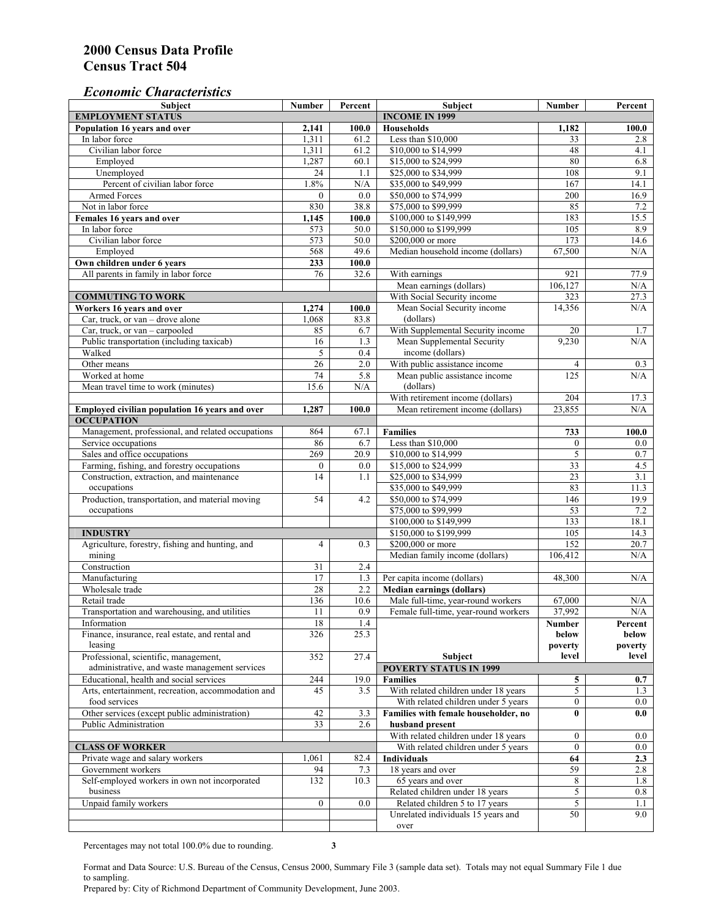# 2000 Census Data Profile
# Census Tract 504

## *Economic Characteristics*

| Subject | Number | Percent |
|---|---|---|
| **EMPLOYMENT STATUS** | | |
| **Population 16 years and over** | **2,141** | **100.0** |
| In labor force | 1,311 | 61.2 |
| Civilian labor force | 1,311 | 61.2 |
| Employed | 1,287 | 60.1 |
| Unemployed | 24 | 1.1 |
| Percent of civilian labor force | 1.8% | N/A |
| Armed Forces | 0 | 0.0 |
| Not in labor force | 830 | 38.8 |
| **Females 16 years and over** | **1,145** | **100.0** |
| In labor force | 573 | 50.0 |
| Civilian labor force | 573 | 50.0 |
| Employed | 568 | 49.6 |
| **Own children under 6 years** | **233** | **100.0** |
| All parents in family in labor force | 76 | 32.6 |
| **COMMUTING TO WORK** | | |
| **Workers 16 years and over** | **1,274** | **100.0** |
| Car, truck, or van – drove alone | 1,068 | 83.8 |
| Car, truck, or van – carpooled | 85 | 6.7 |
| Public transportation (including taxicab) | 16 | 1.3 |
| Walked | 5 | 0.4 |
| Other means | 26 | 2.0 |
| Worked at home | 74 | 5.8 |
| Mean travel time to work (minutes) | 15.6 | N/A |
| **Employed civilian population 16 years and over** | **1,287** | **100.0** |
| **OCCUPATION** | | |
| Management, professional, and related occupations | 864 | 67.1 |
| Service occupations | 86 | 6.7 |
| Sales and office occupations | 269 | 20.9 |
| Farming, fishing, and forestry occupations | 0 | 0.0 |
| Construction, extraction, and maintenance occupations | 14 | 1.1 |
| Production, transportation, and material moving occupations | 54 | 4.2 |
| **INDUSTRY** | | |
| Agriculture, forestry, fishing and hunting, and mining | 4 | 0.3 |
| Construction | 31 | 2.4 |
| Manufacturing | 17 | 1.3 |
| Wholesale trade | 28 | 2.2 |
| Retail trade | 136 | 10.6 |
| Transportation and warehousing, and utilities | 11 | 0.9 |
| Information | 18 | 1.4 |
| Finance, insurance, real estate, and rental and leasing | 326 | 25.3 |
| Professional, scientific, management, administrative, and waste management services | 352 | 27.4 |
| Educational, health and social services | 244 | 19.0 |
| Arts, entertainment, recreation, accommodation and food services | 45 | 3.5 |
| Other services (except public administration) | 42 | 3.3 |
| Public Administration | 33 | 2.6 |
| **CLASS OF WORKER** | | |
| Private wage and salary workers | 1,061 | 82.4 |
| Government workers | 94 | 7.3 |
| Self-employed workers in own not incorporated business | 132 | 10.3 |
| Unpaid family workers | 0 | 0.0 |

| Subject | Number | Percent |
|---|---|---|
| **INCOME IN 1999** | | |
| **Households** | **1,182** | **100.0** |
| Less than $10,000 | 33 | 2.8 |
| $10,000 to $14,999 | 48 | 4.1 |
| $15,000 to $24,999 | 80 | 6.8 |
| $25,000 to $34,999 | 108 | 9.1 |
| $35,000 to $49,999 | 167 | 14.1 |
| $50,000 to $74,999 | 200 | 16.9 |
| $75,000 to $99,999 | 85 | 7.2 |
| $100,000 to $149,999 | 183 | 15.5 |
| $150,000 to $199,999 | 105 | 8.9 |
| $200,000 or more | 173 | 14.6 |
| Median household income (dollars) | 67,500 | N/A |
| With earnings | 921 | 77.9 |
| Mean earnings (dollars) | 106,127 | N/A |
| With Social Security income | 323 | 27.3 |
| Mean Social Security income (dollars) | 14,356 | N/A |
| With Supplemental Security income | 20 | 1.7 |
| Mean Supplemental Security income (dollars) | 9,230 | N/A |
| With public assistance income | 4 | 0.3 |
| Mean public assistance income (dollars) | 125 | N/A |
| With retirement income (dollars) | 204 | 17.3 |
| Mean retirement income (dollars) | 23,855 | N/A |
| **Families** | **733** | **100.0** |
| Less than $10,000 | 0 | 0.0 |
| $10,000 to $14,999 | 5 | 0.7 |
| $15,000 to $24,999 | 33 | 4.5 |
| $25,000 to $34,999 | 23 | 3.1 |
| $35,000 to $49,999 | 83 | 11.3 |
| $50,000 to $74,999 | 146 | 19.9 |
| $75,000 to $99,999 | 53 | 7.2 |
| $100,000 to $149,999 | 133 | 18.1 |
| $150,000 to $199,999 | 105 | 14.3 |
| $200,000 or more | 152 | 20.7 |
| Median family income (dollars) | 106,412 | N/A |
| Per capita income (dollars) | 48,300 | N/A |
| **Median earnings (dollars)** | | |
| Male full-time, year-round workers | 67,000 | N/A |
| Female full-time, year-round workers | 37,992 | N/A |

| Subject | Number below poverty level | Percent below poverty level |
|---|---|---|
| **POVERTY STATUS IN 1999** | | |
| **Families** | **5** | **0.7** |
| With related children under 18 years | 5 | 1.3 |
| With related children under 5 years | 0 | 0.0 |
| **Families with female householder, no husband present** | **0** | **0.0** |
| With related children under 18 years | 0 | 0.0 |
| With related children under 5 years | 0 | 0.0 |
| **Individuals** | **64** | **2.3** |
| 18 years and over | 59 | 2.8 |
| 65 years and over | 8 | 1.8 |
| Related children under 18 years | 5 | 0.8 |
| Related children 5 to 17 years | 5 | 1.1 |
| Unrelated individuals 15 years and over | 50 | 9.0 |

Percentages may not total 100.0% due to rounding.

Format and Data Source: U.S. Bureau of the Census, Census 2000, Summary File 3 (sample data set). Totals may not equal Summary File 1 due to sampling.
Prepared by: City of Richmond Department of Community Development, June 2003.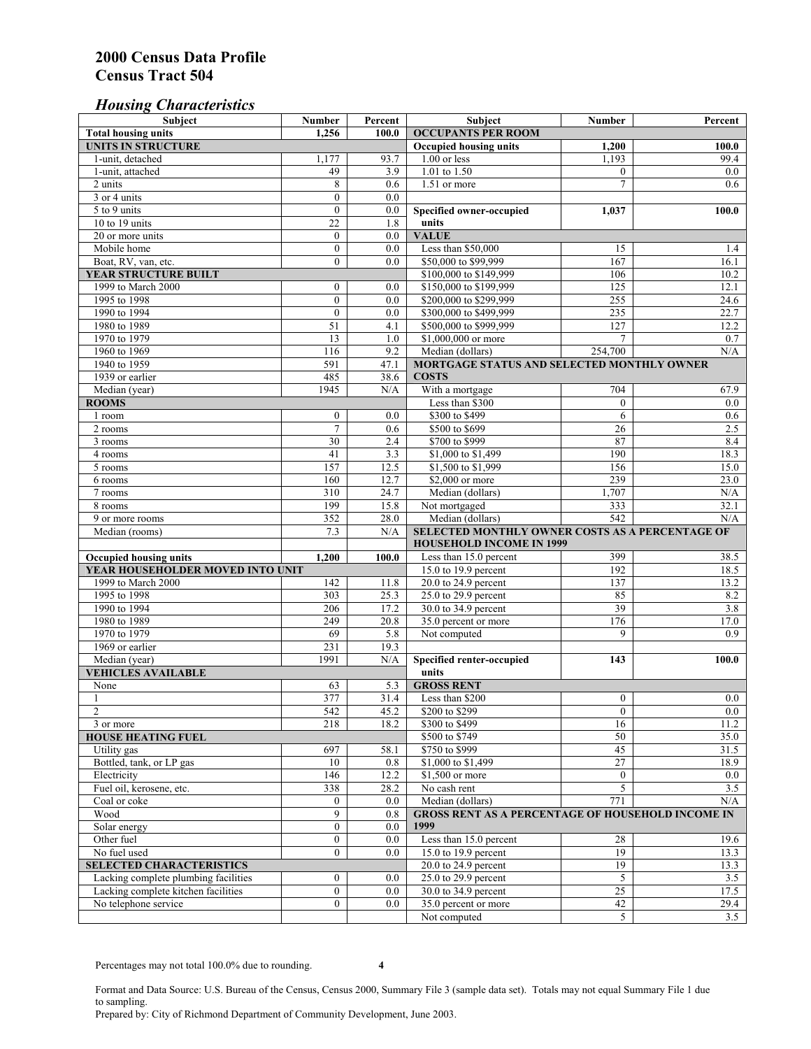# 2000 Census Data Profile
# Census Tract 504

## *Housing Characteristics*

| Subject | Number | Percent | Subject | Number | Percent |
|---|---|---|---|---|---|
| **Total housing units** | **1,256** | **100.0** | **OCCUPANTS PER ROOM** | | |
| **UNITS IN STRUCTURE** | | | **Occupied housing units** | **1,200** | **100.0** |
| 1-unit, detached | 1,177 | 93.7 | 1.00 or less | 1,193 | 99.4 |
| 1-unit, attached | 49 | 3.9 | 1.01 to 1.50 | 0 | 0.0 |
| 2 units | 8 | 0.6 | 1.51 or more | 7 | 0.6 |
| 3 or 4 units | 0 | 0.0 | | | |
| 5 to 9 units | 0 | 0.0 | **Specified owner-occupied units** | **1,037** | **100.0** |
| 10 to 19 units | 22 | 1.8 | | | |
| 20 or more units | 0 | 0.0 | **VALUE** | | |
| Mobile home | 0 | 0.0 | Less than $50,000 | 15 | 1.4 |
| Boat, RV, van, etc. | 0 | 0.0 | $50,000 to $99,999 | 167 | 16.1 |
| **YEAR STRUCTURE BUILT** | | | $100,000 to $149,999 | 106 | 10.2 |
| 1999 to March 2000 | 0 | 0.0 | $150,000 to $199,999 | 125 | 12.1 |
| 1995 to 1998 | 0 | 0.0 | $200,000 to $299,999 | 255 | 24.6 |
| 1990 to 1994 | 0 | 0.0 | $300,000 to $499,999 | 235 | 22.7 |
| 1980 to 1989 | 51 | 4.1 | $500,000 to $999,999 | 127 | 12.2 |
| 1970 to 1979 | 13 | 1.0 | $1,000,000 or more | 7 | 0.7 |
| 1960 to 1969 | 116 | 9.2 | Median (dollars) | 254,700 | N/A |
| 1940 to 1959 | 591 | 47.1 | **MORTGAGE STATUS AND SELECTED MONTHLY OWNER COSTS** | | |
| 1939 or earlier | 485 | 38.6 | | | |
| Median (year) | 1945 | N/A | With a mortgage | 704 | 67.9 |
| **ROOMS** | | | Less than $300 | 0 | 0.0 |
| 1 room | 0 | 0.0 | $300 to $499 | 6 | 0.6 |
| 2 rooms | 7 | 0.6 | $500 to $699 | 26 | 2.5 |
| 3 rooms | 30 | 2.4 | $700 to $999 | 87 | 8.4 |
| 4 rooms | 41 | 3.3 | $1,000 to $1,499 | 190 | 18.3 |
| 5 rooms | 157 | 12.5 | $1,500 to $1,999 | 156 | 15.0 |
| 6 rooms | 160 | 12.7 | $2,000 or more | 239 | 23.0 |
| 7 rooms | 310 | 24.7 | Median (dollars) | 1,707 | N/A |
| 8 rooms | 199 | 15.8 | Not mortgaged | 333 | 32.1 |
| 9 or more rooms | 352 | 28.0 | Median (dollars) | 542 | N/A |
| Median (rooms) | 7.3 | N/A | **SELECTED MONTHLY OWNER COSTS AS A PERCENTAGE OF HOUSEHOLD INCOME IN 1999** | | |
| **Occupied housing units** | **1,200** | **100.0** | Less than 15.0 percent | 399 | 38.5 |
| **YEAR HOUSEHOLDER MOVED INTO UNIT** | | | 15.0 to 19.9 percent | 192 | 18.5 |
| 1999 to March 2000 | 142 | 11.8 | 20.0 to 24.9 percent | 137 | 13.2 |
| 1995 to 1998 | 303 | 25.3 | 25.0 to 29.9 percent | 85 | 8.2 |
| 1990 to 1994 | 206 | 17.2 | 30.0 to 34.9 percent | 39 | 3.8 |
| 1980 to 1989 | 249 | 20.8 | 35.0 percent or more | 176 | 17.0 |
| 1970 to 1979 | 69 | 5.8 | Not computed | 9 | 0.9 |
| 1969 or earlier | 231 | 19.3 | | | |
| Median (year) | 1991 | N/A | **Specified renter-occupied units** | **143** | **100.0** |
| **VEHICLES AVAILABLE** | | | | | |
| None | 63 | 5.3 | **GROSS RENT** | | |
| 1 | 377 | 31.4 | Less than $200 | 0 | 0.0 |
| 2 | 542 | 45.2 | $200 to $299 | 0 | 0.0 |
| 3 or more | 218 | 18.2 | $300 to $499 | 16 | 11.2 |
| **HOUSE HEATING FUEL** | | | $500 to $749 | 50 | 35.0 |
| Utility gas | 697 | 58.1 | $750 to $999 | 45 | 31.5 |
| Bottled, tank, or LP gas | 10 | 0.8 | $1,000 to $1,499 | 27 | 18.9 |
| Electricity | 146 | 12.2 | $1,500 or more | 0 | 0.0 |
| Fuel oil, kerosene, etc. | 338 | 28.2 | No cash rent | 5 | 3.5 |
| Coal or coke | 0 | 0.0 | Median (dollars) | 771 | N/A |
| Wood | 9 | 0.8 | **GROSS RENT AS A PERCENTAGE OF HOUSEHOLD INCOME IN 1999** | | |
| Solar energy | 0 | 0.0 | | | |
| Other fuel | 0 | 0.0 | Less than 15.0 percent | 28 | 19.6 |
| No fuel used | 0 | 0.0 | 15.0 to 19.9 percent | 19 | 13.3 |
| **SELECTED CHARACTERISTICS** | | | 20.0 to 24.9 percent | 19 | 13.3 |
| Lacking complete plumbing facilities | 0 | 0.0 | 25.0 to 29.9 percent | 5 | 3.5 |
| Lacking complete kitchen facilities | 0 | 0.0 | 30.0 to 34.9 percent | 25 | 17.5 |
| No telephone service | 0 | 0.0 | 35.0 percent or more | 42 | 29.4 |
| | | | Not computed | 5 | 3.5 |

Percentages may not total 100.0% due to rounding.

Format and Data Source: U.S. Bureau of the Census, Census 2000, Summary File 3 (sample data set). Totals may not equal Summary File 1 due to sampling.
Prepared by: City of Richmond Department of Community Development, June 2003.